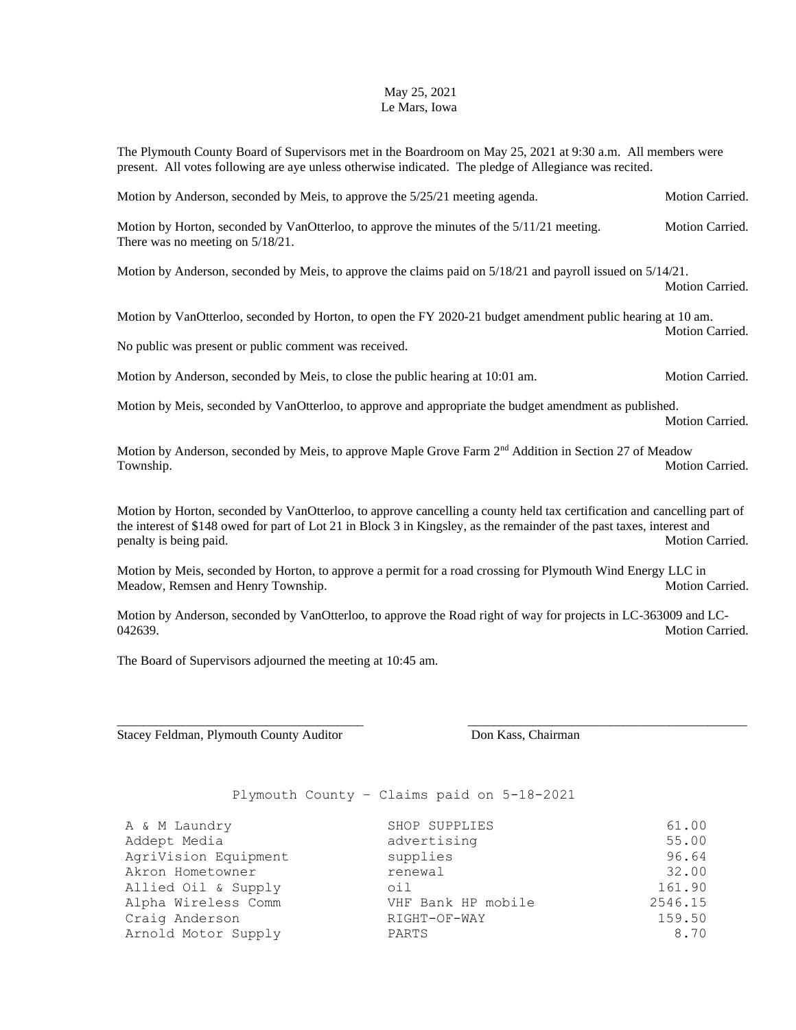May 25, 2021
Le Mars, Iowa

The Plymouth County Board of Supervisors met in the Boardroom on May 25, 2021 at 9:30 a.m. All members were present. All votes following are aye unless otherwise indicated. The pledge of Allegiance was recited.

Motion by Anderson, seconded by Meis, to approve the 5/25/21 meeting agenda. Motion Carried.

Motion by Horton, seconded by VanOtterloo, to approve the minutes of the 5/11/21 meeting. Motion Carried. There was no meeting on 5/18/21.

Motion by Anderson, seconded by Meis, to approve the claims paid on 5/18/21 and payroll issued on 5/14/21. Motion Carried.

Motion by VanOtterloo, seconded by Horton, to open the FY 2020-21 budget amendment public hearing at 10 am. Motion Carried.

No public was present or public comment was received.

Motion by Anderson, seconded by Meis, to close the public hearing at 10:01 am. Motion Carried.

Motion by Meis, seconded by VanOtterloo, to approve and appropriate the budget amendment as published. Motion Carried.

Motion by Anderson, seconded by Meis, to approve Maple Grove Farm 2nd Addition in Section 27 of Meadow Township. Motion Carried.

Motion by Horton, seconded by VanOtterloo, to approve cancelling a county held tax certification and cancelling part of the interest of $148 owed for part of Lot 21 in Block 3 in Kingsley, as the remainder of the past taxes, interest and penalty is being paid. Motion Carried.

Motion by Meis, seconded by Horton, to approve a permit for a road crossing for Plymouth Wind Energy LLC in Meadow, Remsen and Henry Township. Motion Carried.

Motion by Anderson, seconded by VanOtterloo, to approve the Road right of way for projects in LC-363009 and LC-042639. Motion Carried.

The Board of Supervisors adjourned the meeting at 10:45 am.

\_\_\_\_\_\_\_\_\_\_\_\_\_\_\_\_\_\_\_\_\_\_\_\_\_\_\_\_\_\_\_\_ \_\_\_\_\_\_\_\_\_\_\_\_\_\_\_\_\_\_\_\_\_\_\_\_\_\_\_\_\_\_\_\_

Stacey Feldman, Plymouth County Auditor Don Kass, Chairman

Plymouth County - Claims paid on 5-18-2021

| | | |
|---|---|---|
| A & M Laundry | SHOP SUPPLIES | 61.00 |
| Addept Media | advertising | 55.00 |
| AgriVision Equipment | supplies | 96.64 |
| Akron Hometowner | renewal | 32.00 |
| Allied Oil & Supply | oil | 161.90 |
| Alpha Wireless Comm | VHF Bank HP mobile | 2546.15 |
| Craig Anderson | RIGHT-OF-WAY | 159.50 |
| Arnold Motor Supply | PARTS | 8.70 |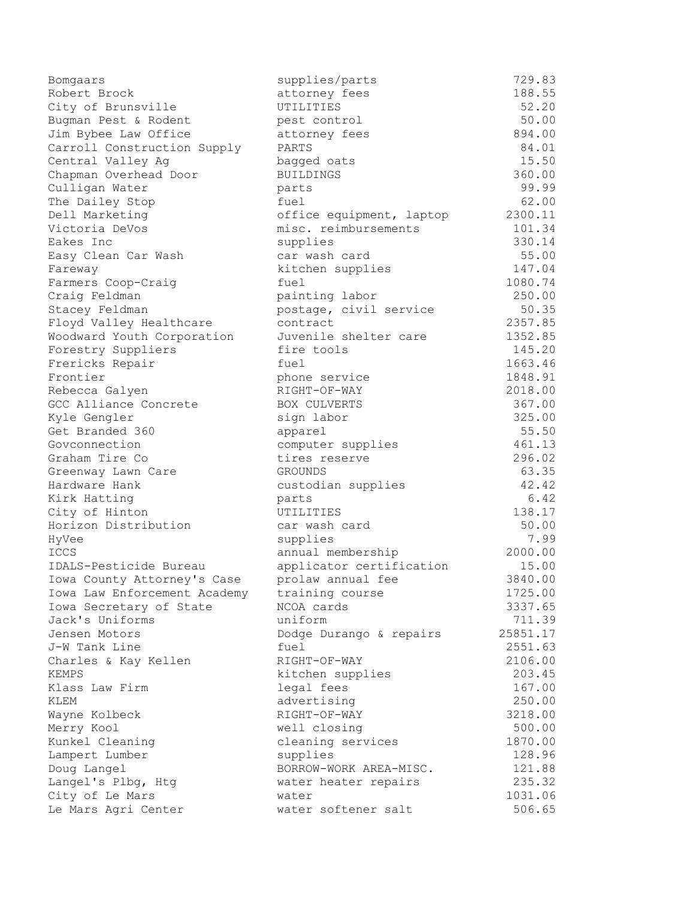| | | |
|---|---|---|
| Bomgaars | supplies/parts | 729.83 |
| Robert Brock | attorney fees | 188.55 |
| City of Brunsville | UTILITIES | 52.20 |
| Bugman Pest & Rodent | pest control | 50.00 |
| Jim Bybee Law Office | attorney fees | 894.00 |
| Carroll Construction Supply | PARTS | 84.01 |
| Central Valley Ag | bagged oats | 15.50 |
| Chapman Overhead Door | BUILDINGS | 360.00 |
| Culligan Water | parts | 99.99 |
| The Dailey Stop | fuel | 62.00 |
| Dell Marketing | office equipment, laptop | 2300.11 |
| Victoria DeVos | misc. reimbursements | 101.34 |
| Eakes Inc | supplies | 330.14 |
| Easy Clean Car Wash | car wash card | 55.00 |
| Fareway | kitchen supplies | 147.04 |
| Farmers Coop-Craig | fuel | 1080.74 |
| Craig Feldman | painting labor | 250.00 |
| Stacey Feldman | postage, civil service | 50.35 |
| Floyd Valley Healthcare | contract | 2357.85 |
| Woodward Youth Corporation | Juvenile shelter care | 1352.85 |
| Forestry Suppliers | fire tools | 145.20 |
| Frericks Repair | fuel | 1663.46 |
| Frontier | phone service | 1848.91 |
| Rebecca Galyen | RIGHT-OF-WAY | 2018.00 |
| GCC Alliance Concrete | BOX CULVERTS | 367.00 |
| Kyle Gengler | sign labor | 325.00 |
| Get Branded 360 | apparel | 55.50 |
| Govconnection | computer supplies | 461.13 |
| Graham Tire Co | tires reserve | 296.02 |
| Greenway Lawn Care | GROUNDS | 63.35 |
| Hardware Hank | custodian supplies | 42.42 |
| Kirk Hatting | parts | 6.42 |
| City of Hinton | UTILITIES | 138.17 |
| Horizon Distribution | car wash card | 50.00 |
| HyVee | supplies | 7.99 |
| ICCS | annual membership | 2000.00 |
| IDALS-Pesticide Bureau | applicator certification | 15.00 |
| Iowa County Attorney's Case | prolaw annual fee | 3840.00 |
| Iowa Law Enforcement Academy | training course | 1725.00 |
| Iowa Secretary of State | NCOA cards | 3337.65 |
| Jack's Uniforms | uniform | 711.39 |
| Jensen Motors | Dodge Durango & repairs | 25851.17 |
| J-W Tank Line | fuel | 2551.63 |
| Charles & Kay Kellen | RIGHT-OF-WAY | 2106.00 |
| KEMPS | kitchen supplies | 203.45 |
| Klass Law Firm | legal fees | 167.00 |
| KLEM | advertising | 250.00 |
| Wayne Kolbeck | RIGHT-OF-WAY | 3218.00 |
| Merry Kool | well closing | 500.00 |
| Kunkel Cleaning | cleaning services | 1870.00 |
| Lampert Lumber | supplies | 128.96 |
| Doug Langel | BORROW-WORK AREA-MISC. | 121.88 |
| Langel's Plbg, Htg | water heater repairs | 235.32 |
| City of Le Mars | water | 1031.06 |
| Le Mars Agri Center | water softener salt | 506.65 |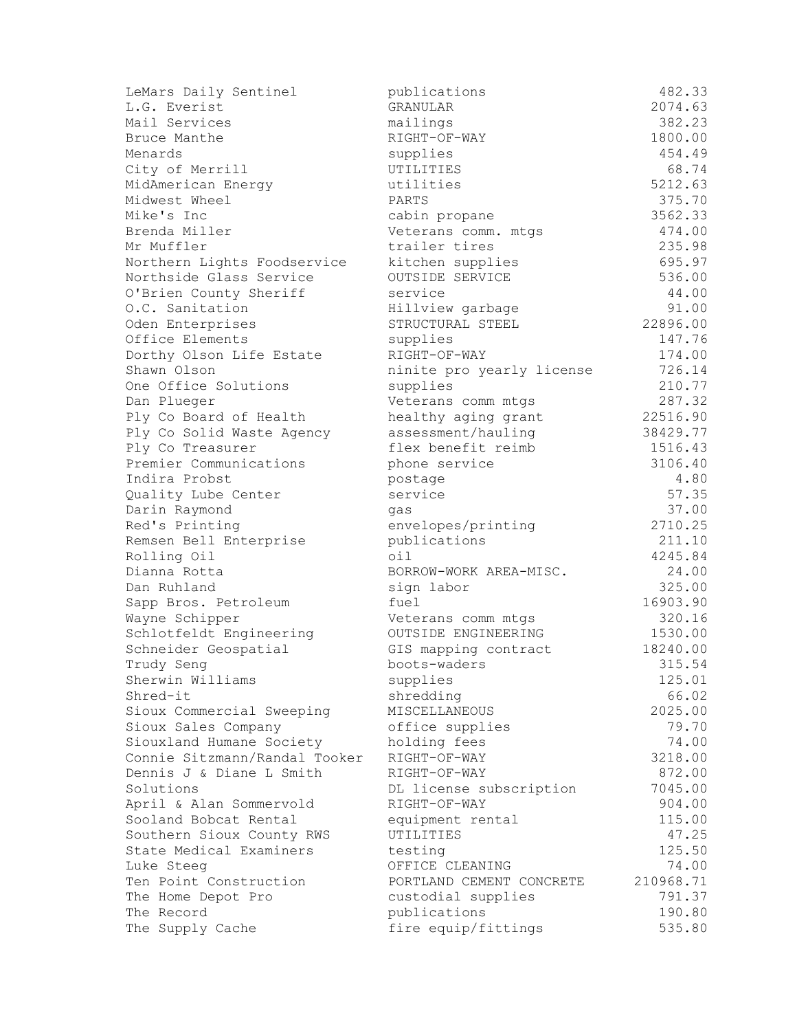| | | |
|---|---|---|
| LeMars Daily Sentinel | publications | 482.33 |
| L.G. Everist | GRANULAR | 2074.63 |
| Mail Services | mailings | 382.23 |
| Bruce Manthe | RIGHT-OF-WAY | 1800.00 |
| Menards | supplies | 454.49 |
| City of Merrill | UTILITIES | 68.74 |
| MidAmerican Energy | utilities | 5212.63 |
| Midwest Wheel | PARTS | 375.70 |
| Mike's Inc | cabin propane | 3562.33 |
| Brenda Miller | Veterans comm. mtgs | 474.00 |
| Mr Muffler | trailer tires | 235.98 |
| Northern Lights Foodservice | kitchen supplies | 695.97 |
| Northside Glass Service | OUTSIDE SERVICE | 536.00 |
| O'Brien County Sheriff | service | 44.00 |
| O.C. Sanitation | Hillview garbage | 91.00 |
| Oden Enterprises | STRUCTURAL STEEL | 22896.00 |
| Office Elements | supplies | 147.76 |
| Dorthy Olson Life Estate | RIGHT-OF-WAY | 174.00 |
| Shawn Olson | ninite pro yearly license | 726.14 |
| One Office Solutions | supplies | 210.77 |
| Dan Plueger | Veterans comm mtgs | 287.32 |
| Ply Co Board of Health | healthy aging grant | 22516.90 |
| Ply Co Solid Waste Agency | assessment/hauling | 38429.77 |
| Ply Co Treasurer | flex benefit reimb | 1516.43 |
| Premier Communications | phone service | 3106.40 |
| Indira Probst | postage | 4.80 |
| Quality Lube Center | service | 57.35 |
| Darin Raymond | gas | 37.00 |
| Red's Printing | envelopes/printing | 2710.25 |
| Remsen Bell Enterprise | publications | 211.10 |
| Rolling Oil | oil | 4245.84 |
| Dianna Rotta | BORROW-WORK AREA-MISC. | 24.00 |
| Dan Ruhland | sign labor | 325.00 |
| Sapp Bros. Petroleum | fuel | 16903.90 |
| Wayne Schipper | Veterans comm mtgs | 320.16 |
| Schlotfeldt Engineering | OUTSIDE ENGINEERING | 1530.00 |
| Schneider Geospatial | GIS mapping contract | 18240.00 |
| Trudy Seng | boots-waders | 315.54 |
| Sherwin Williams | supplies | 125.01 |
| Shred-it | shredding | 66.02 |
| Sioux Commercial Sweeping | MISCELLANEOUS | 2025.00 |
| Sioux Sales Company | office supplies | 79.70 |
| Siouxland Humane Society | holding fees | 74.00 |
| Connie Sitzmann/Randal Tooker | RIGHT-OF-WAY | 3218.00 |
| Dennis J & Diane L Smith | RIGHT-OF-WAY | 872.00 |
| Solutions | DL license subscription | 7045.00 |
| April & Alan Sommervold | RIGHT-OF-WAY | 904.00 |
| Sooland Bobcat Rental | equipment rental | 115.00 |
| Southern Sioux County RWS | UTILITIES | 47.25 |
| State Medical Examiners | testing | 125.50 |
| Luke Steeg | OFFICE CLEANING | 74.00 |
| Ten Point Construction | PORTLAND CEMENT CONCRETE | 210968.71 |
| The Home Depot Pro | custodial supplies | 791.37 |
| The Record | publications | 190.80 |
| The Supply Cache | fire equip/fittings | 535.80 |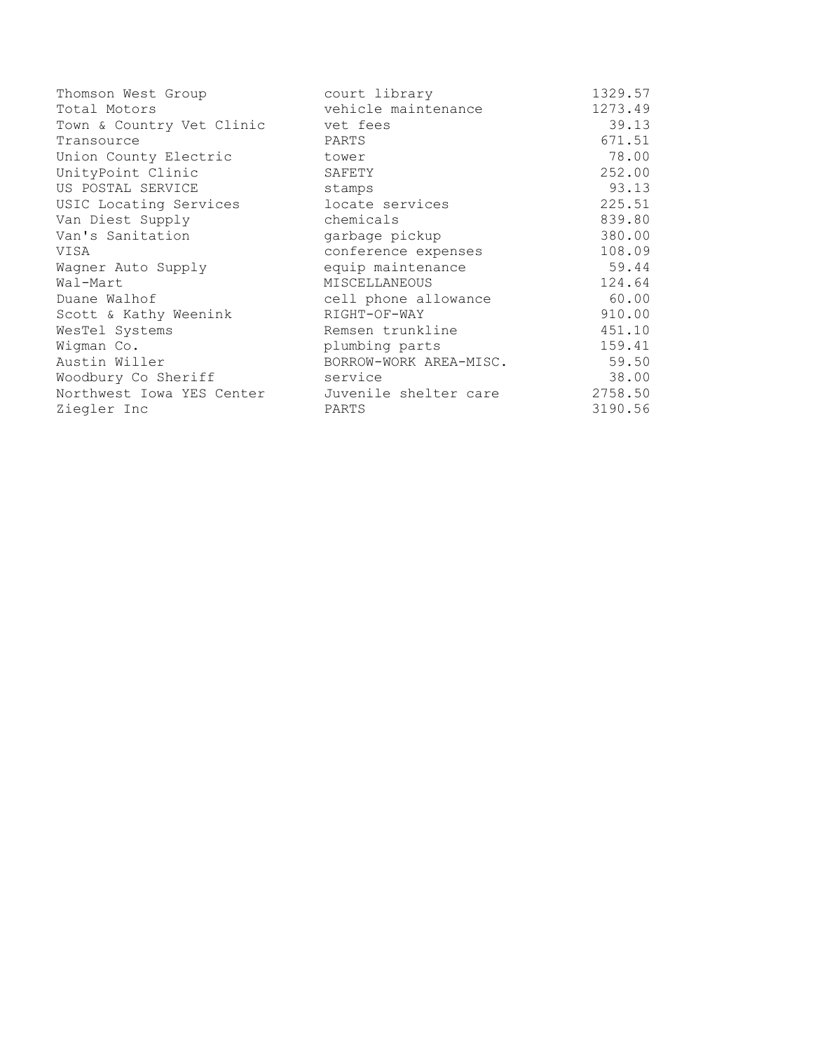| | | |
|---|---|---|
| Thomson West Group | court library | 1329.57 |
| Total Motors | vehicle maintenance | 1273.49 |
| Town & Country Vet Clinic | vet fees | 39.13 |
| Transource | PARTS | 671.51 |
| Union County Electric | tower | 78.00 |
| UnityPoint Clinic | SAFETY | 252.00 |
| US POSTAL SERVICE | stamps | 93.13 |
| USIC Locating Services | locate services | 225.51 |
| Van Diest Supply | chemicals | 839.80 |
| Van's Sanitation | garbage pickup | 380.00 |
| VISA | conference expenses | 108.09 |
| Wagner Auto Supply | equip maintenance | 59.44 |
| Wal-Mart | MISCELLANEOUS | 124.64 |
| Duane Walhof | cell phone allowance | 60.00 |
| Scott & Kathy Weenink | RIGHT-OF-WAY | 910.00 |
| WesTel Systems | Remsen trunkline | 451.10 |
| Wigman Co. | plumbing parts | 159.41 |
| Austin Willer | BORROW-WORK AREA-MISC. | 59.50 |
| Woodbury Co Sheriff | service | 38.00 |
| Northwest Iowa YES Center | Juvenile shelter care | 2758.50 |
| Ziegler Inc | PARTS | 3190.56 |